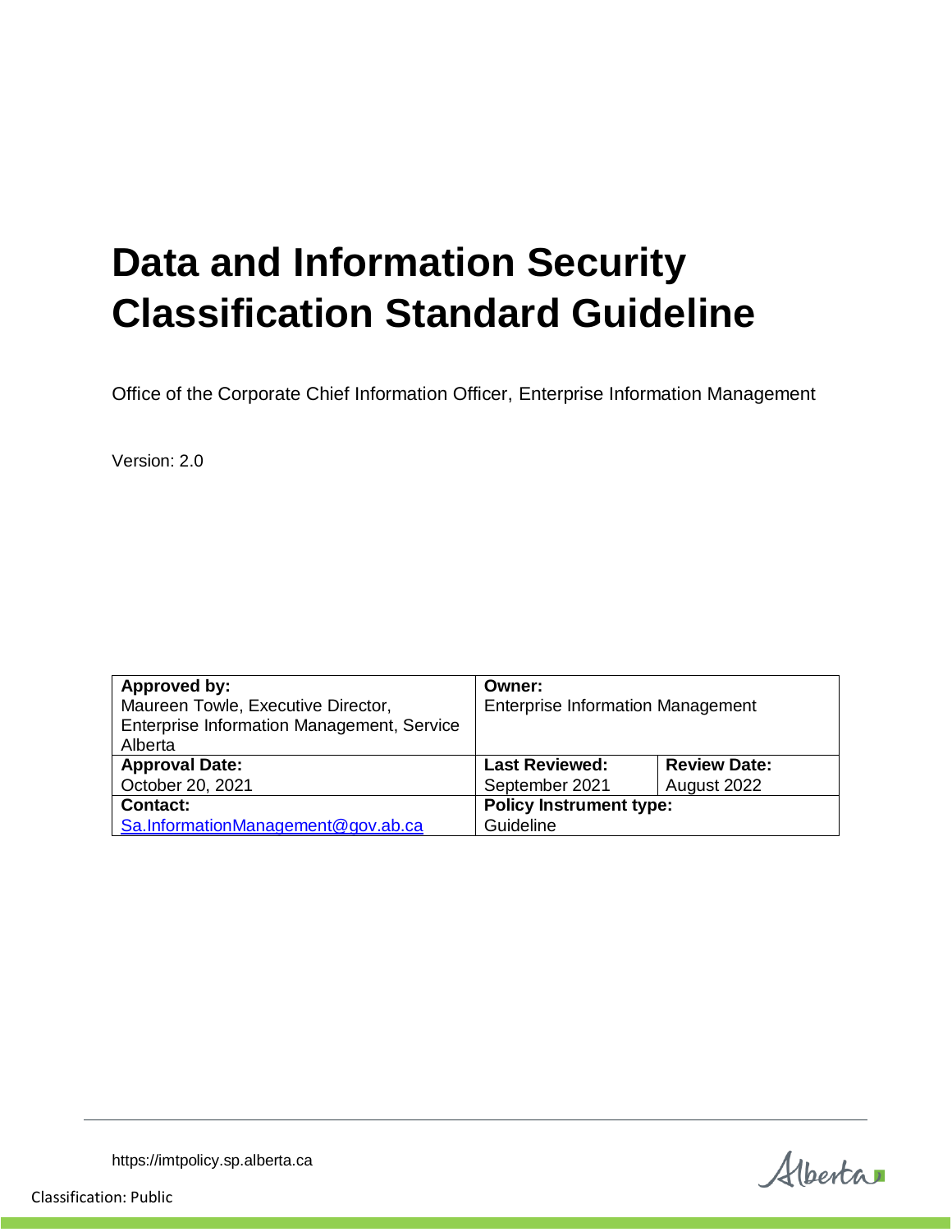# Data and Information Security Classification Standard Guideline

Office of the Corporate Chief Information Officer, Enterprise Information Management

Version: 2.0

| **Approved by:** Maureen Towle, Executive Director, Enterprise Information Management, Service Alberta | **Owner:** Enterprise Information Management | |
|---|---|---|
| **Approval Date:** October 20, 2021 | **Last Reviewed:** September 2021 | **Review Date:** August 2022 |
| **Contact:** [Sa.InformationManagement@gov.ab.ca](mailto:Sa.InformationManagement@gov.ab.ca) | **Policy Instrument type:** Guideline | |

https://imtpolicy.sp.alberta.ca

Classification: Public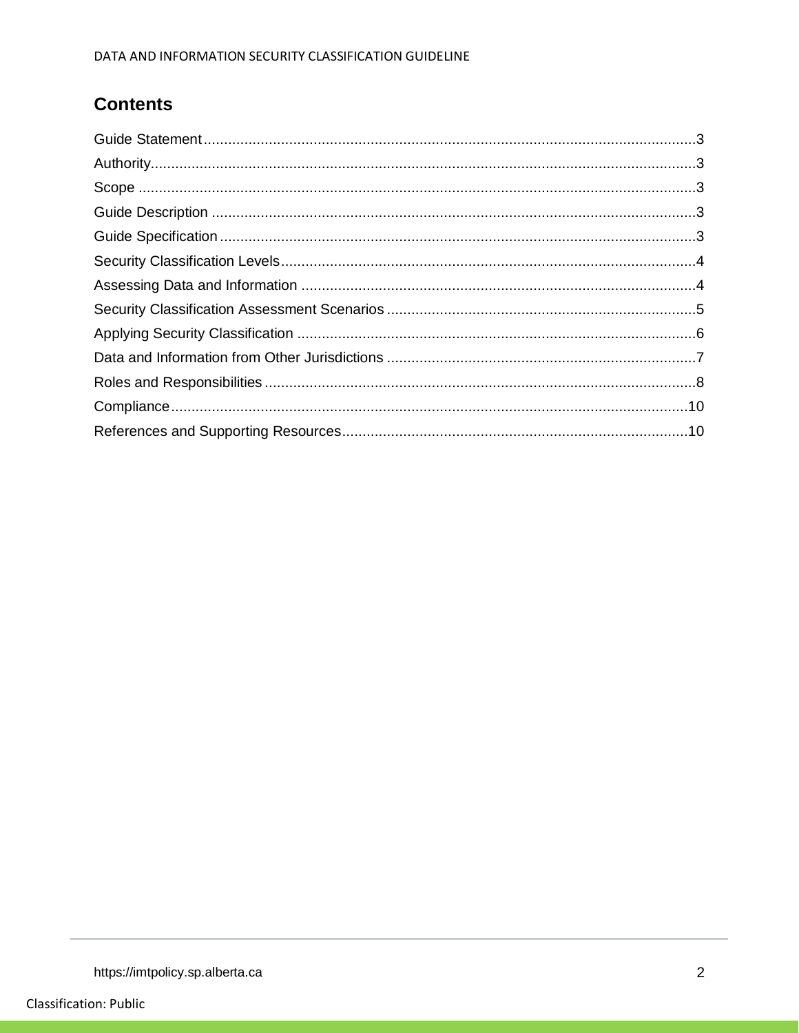## Contents

Guide Statement ........................................................................................................................3
Authority.....................................................................................................................................3
Scope ........................................................................................................................................3
Guide Description ......................................................................................................................3
Guide Specification ....................................................................................................................3
Security Classification Levels.....................................................................................................4
Assessing Data and Information ................................................................................................4
Security Classification Assessment Scenarios ...........................................................................5
Applying Security Classification .................................................................................................6
Data and Information from Other Jurisdictions ...........................................................................7
Roles and Responsibilities .........................................................................................................8
Compliance..............................................................................................................................10
References and Supporting Resources....................................................................................10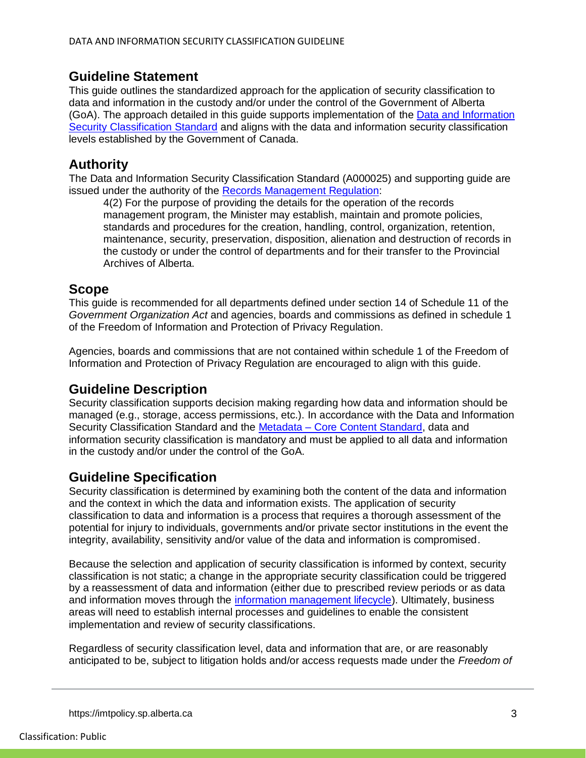## Guideline Statement

This guide outlines the standardized approach for the application of security classification to data and information in the custody and/or under the control of the Government of Alberta (GoA). The approach detailed in this guide supports implementation of the [Data and Information Security Classification Standard]() and aligns with the data and information security classification levels established by the Government of Canada.

## Authority

The Data and Information Security Classification Standard (A000025) and supporting guide are issued under the authority of the [Records Management Regulation]():

> 4(2) For the purpose of providing the details for the operation of the records management program, the Minister may establish, maintain and promote policies, standards and procedures for the creation, handling, control, organization, retention, maintenance, security, preservation, disposition, alienation and destruction of records in the custody or under the control of departments and for their transfer to the Provincial Archives of Alberta.

## Scope

This guide is recommended for all departments defined under section 14 of Schedule 11 of the *Government Organization Act* and agencies, boards and commissions as defined in schedule 1 of the Freedom of Information and Protection of Privacy Regulation.

Agencies, boards and commissions that are not contained within schedule 1 of the Freedom of Information and Protection of Privacy Regulation are encouraged to align with this guide.

## Guideline Description

Security classification supports decision making regarding how data and information should be managed (e.g., storage, access permissions, etc.). In accordance with the Data and Information Security Classification Standard and the [Metadata – Core Content Standard](), data and information security classification is mandatory and must be applied to all data and information in the custody and/or under the control of the GoA.

## Guideline Specification

Security classification is determined by examining both the content of the data and information and the context in which the data and information exists. The application of security classification to data and information is a process that requires a thorough assessment of the potential for injury to individuals, governments and/or private sector institutions in the event the integrity, availability, sensitivity and/or value of the data and information is compromised.

Because the selection and application of security classification is informed by context, security classification is not static; a change in the appropriate security classification could be triggered by a reassessment of data and information (either due to prescribed review periods or as data and information moves through the [information management lifecycle]()). Ultimately, business areas will need to establish internal processes and guidelines to enable the consistent implementation and review of security classifications.

Regardless of security classification level, data and information that are, or are reasonably anticipated to be, subject to litigation holds and/or access requests made under the *Freedom of*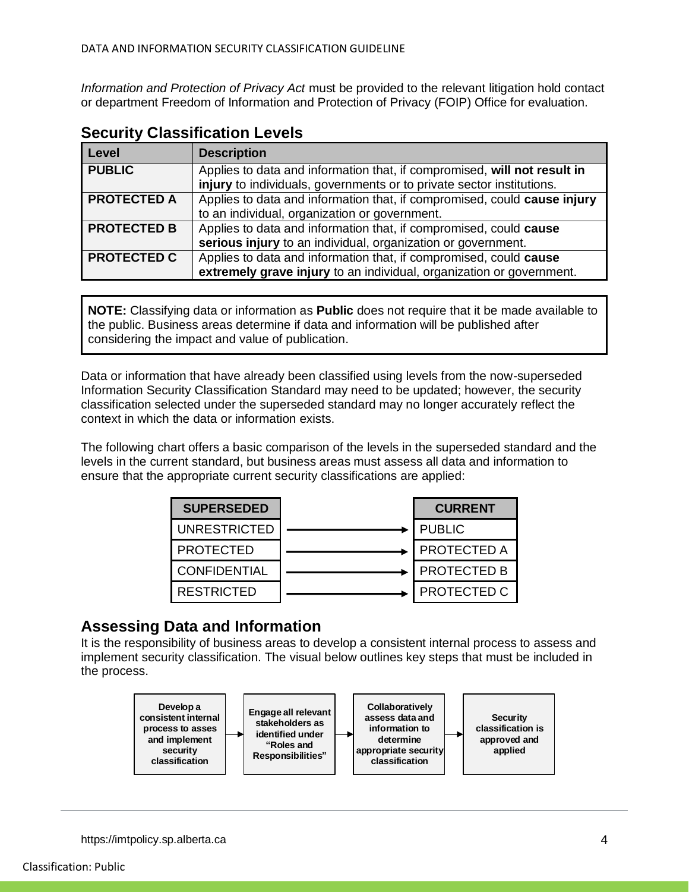*Information and Protection of Privacy Act* must be provided to the relevant litigation hold contact or department Freedom of Information and Protection of Privacy (FOIP) Office for evaluation.

## Security Classification Levels

| Level | Description |
|---|---|
| **PUBLIC** | Applies to data and information that, if compromised, **will not result in injury** to individuals, governments or to private sector institutions. |
| **PROTECTED A** | Applies to data and information that, if compromised, could **cause injury** to an individual, organization or government. |
| **PROTECTED B** | Applies to data and information that, if compromised, could **cause serious injury** to an individual, organization or government. |
| **PROTECTED C** | Applies to data and information that, if compromised, could **cause extremely grave injury** to an individual, organization or government. |

> **NOTE:** Classifying data or information as **Public** does not require that it be made available to the public. Business areas determine if data and information will be published after considering the impact and value of publication.

Data or information that have already been classified using levels from the now-superseded Information Security Classification Standard may need to be updated; however, the security classification selected under the superseded standard may no longer accurately reflect the context in which the data or information exists.

The following chart offers a basic comparison of the levels in the superseded standard and the levels in the current standard, but business areas must assess all data and information to ensure that the appropriate current security classifications are applied:

| SUPERSEDED | | CURRENT |
|---|---|---|
| UNRESTRICTED | → | PUBLIC |
| PROTECTED | → | PROTECTED A |
| CONFIDENTIAL | → | PROTECTED B |
| RESTRICTED | → | PROTECTED C |

## Assessing Data and Information

It is the responsibility of business areas to develop a consistent internal process to assess and implement security classification. The visual below outlines key steps that must be included in the process.

**Develop a consistent internal process to asses and implement security classification** → **Engage all relevant stakeholders as identified under "Roles and Responsibilities"** → **Collaboratively assess data and information to determine appropriate security classification** → **Security classification is approved and applied**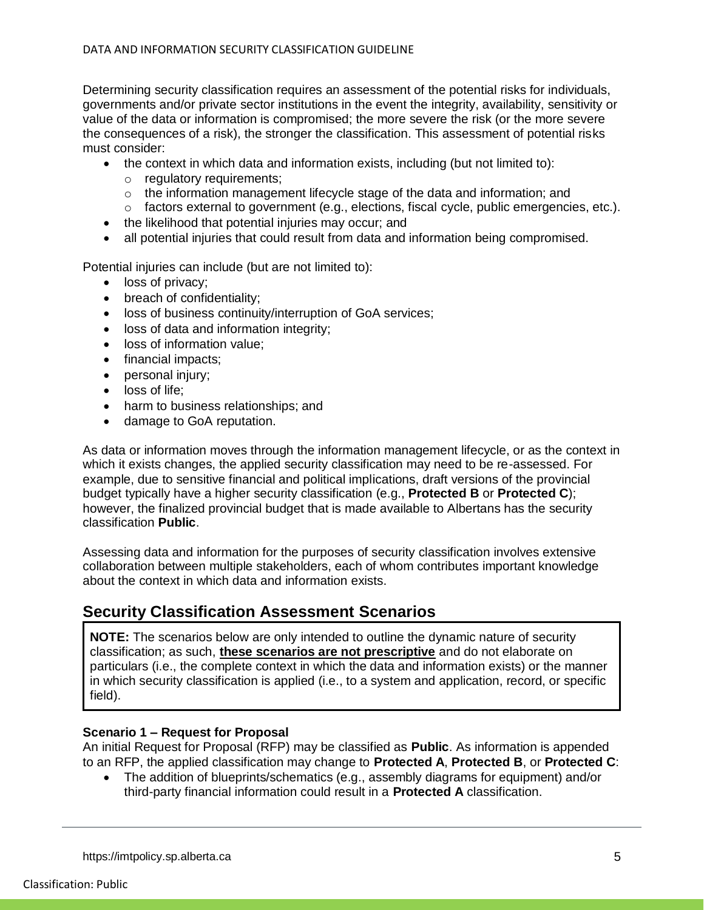Determining security classification requires an assessment of the potential risks for individuals, governments and/or private sector institutions in the event the integrity, availability, sensitivity or value of the data or information is compromised; the more severe the risk (or the more severe the consequences of a risk), the stronger the classification. This assessment of potential risks must consider:

- the context in which data and information exists, including (but not limited to):
  - regulatory requirements;
  - the information management lifecycle stage of the data and information; and
  - factors external to government (e.g., elections, fiscal cycle, public emergencies, etc.).
- the likelihood that potential injuries may occur; and
- all potential injuries that could result from data and information being compromised.

Potential injuries can include (but are not limited to):

- loss of privacy;
- breach of confidentiality;
- loss of business continuity/interruption of GoA services;
- loss of data and information integrity;
- loss of information value;
- financial impacts;
- personal injury;
- loss of life;
- harm to business relationships; and
- damage to GoA reputation.

As data or information moves through the information management lifecycle, or as the context in which it exists changes, the applied security classification may need to be re-assessed. For example, due to sensitive financial and political implications, draft versions of the provincial budget typically have a higher security classification (e.g., **Protected B** or **Protected C**); however, the finalized provincial budget that is made available to Albertans has the security classification **Public**.

Assessing data and information for the purposes of security classification involves extensive collaboration between multiple stakeholders, each of whom contributes important knowledge about the context in which data and information exists.

## Security Classification Assessment Scenarios

**NOTE:** The scenarios below are only intended to outline the dynamic nature of security classification; as such, **these scenarios are not prescriptive** and do not elaborate on particulars (i.e., the complete context in which the data and information exists) or the manner in which security classification is applied (i.e., to a system and application, record, or specific field).

**Scenario 1 – Request for Proposal**

An initial Request for Proposal (RFP) may be classified as **Public**. As information is appended to an RFP, the applied classification may change to **Protected A**, **Protected B**, or **Protected C**:

- The addition of blueprints/schematics (e.g., assembly diagrams for equipment) and/or third-party financial information could result in a **Protected A** classification.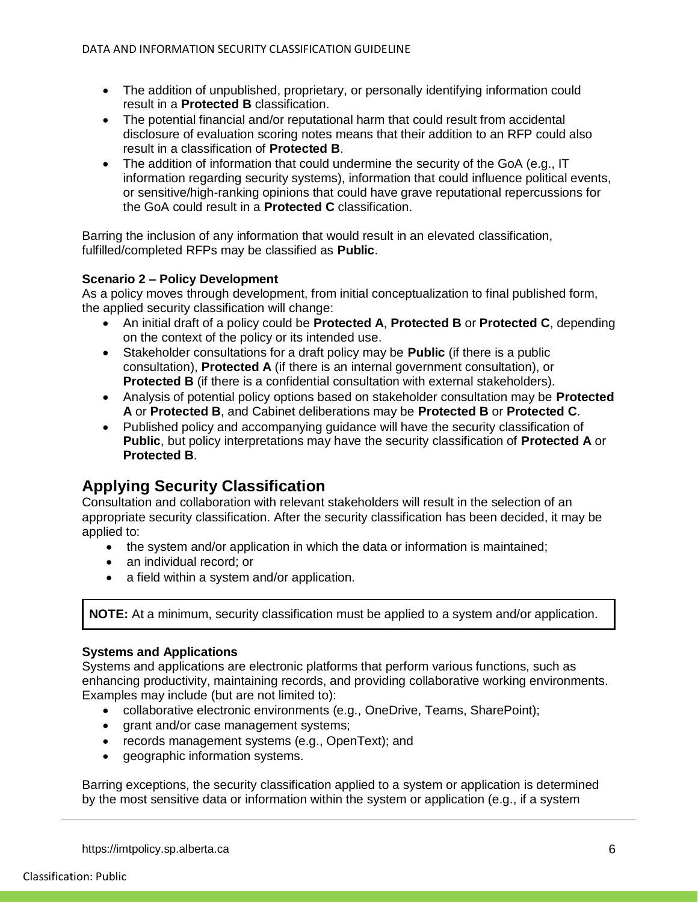- The addition of unpublished, proprietary, or personally identifying information could result in a **Protected B** classification.
- The potential financial and/or reputational harm that could result from accidental disclosure of evaluation scoring notes means that their addition to an RFP could also result in a classification of **Protected B**.
- The addition of information that could undermine the security of the GoA (e.g., IT information regarding security systems), information that could influence political events, or sensitive/high-ranking opinions that could have grave reputational repercussions for the GoA could result in a **Protected C** classification.

Barring the inclusion of any information that would result in an elevated classification, fulfilled/completed RFPs may be classified as **Public**.

**Scenario 2 – Policy Development**

As a policy moves through development, from initial conceptualization to final published form, the applied security classification will change:

- An initial draft of a policy could be **Protected A**, **Protected B** or **Protected C**, depending on the context of the policy or its intended use.
- Stakeholder consultations for a draft policy may be **Public** (if there is a public consultation), **Protected A** (if there is an internal government consultation), or **Protected B** (if there is a confidential consultation with external stakeholders).
- Analysis of potential policy options based on stakeholder consultation may be **Protected A** or **Protected B**, and Cabinet deliberations may be **Protected B** or **Protected C**.
- Published policy and accompanying guidance will have the security classification of **Public**, but policy interpretations may have the security classification of **Protected A** or **Protected B**.

## Applying Security Classification

Consultation and collaboration with relevant stakeholders will result in the selection of an appropriate security classification. After the security classification has been decided, it may be applied to:

- the system and/or application in which the data or information is maintained;
- an individual record; or
- a field within a system and/or application.

**NOTE:** At a minimum, security classification must be applied to a system and/or application.

**Systems and Applications**

Systems and applications are electronic platforms that perform various functions, such as enhancing productivity, maintaining records, and providing collaborative working environments. Examples may include (but are not limited to):

- collaborative electronic environments (e.g., OneDrive, Teams, SharePoint);
- grant and/or case management systems;
- records management systems (e.g., OpenText); and
- geographic information systems.

Barring exceptions, the security classification applied to a system or application is determined by the most sensitive data or information within the system or application (e.g., if a system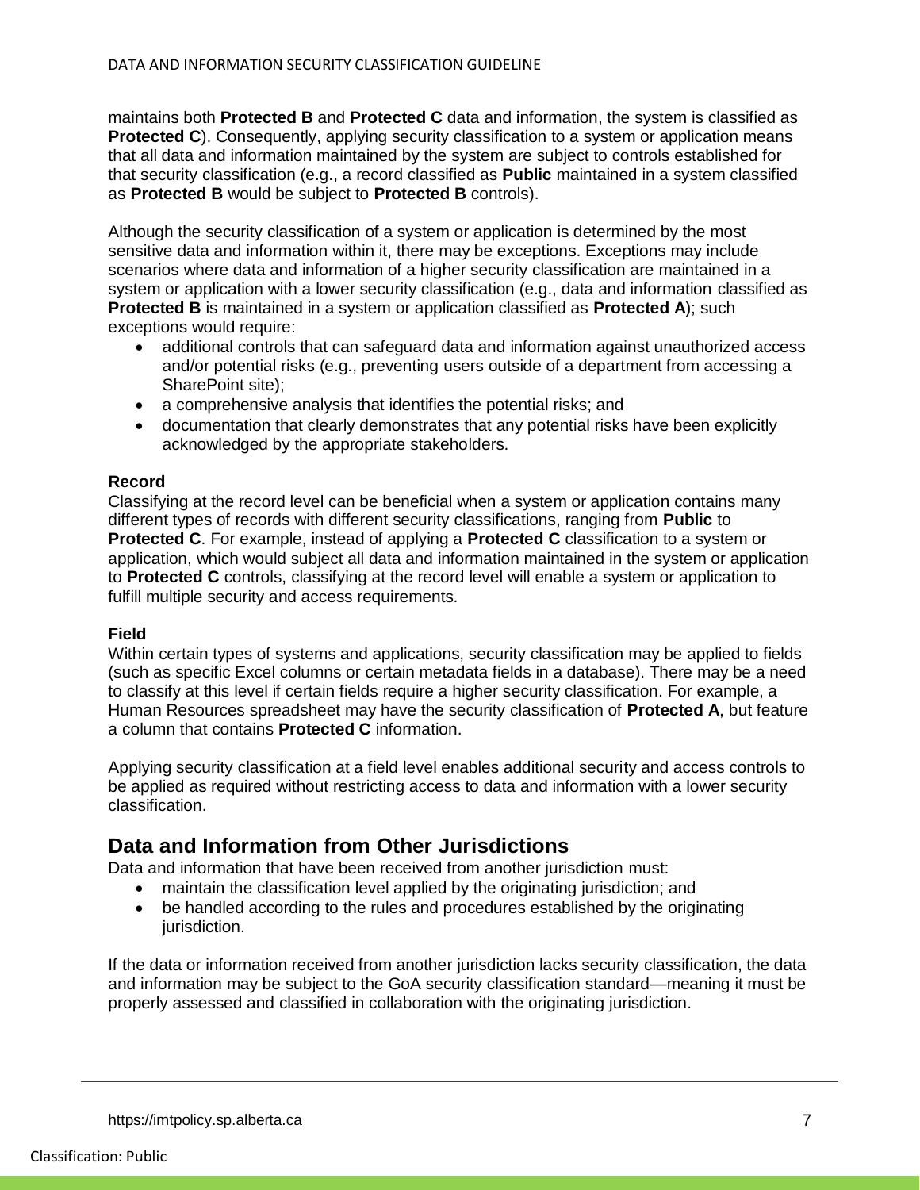maintains both **Protected B** and **Protected C** data and information, the system is classified as **Protected C**). Consequently, applying security classification to a system or application means that all data and information maintained by the system are subject to controls established for that security classification (e.g., a record classified as **Public** maintained in a system classified as **Protected B** would be subject to **Protected B** controls).

Although the security classification of a system or application is determined by the most sensitive data and information within it, there may be exceptions. Exceptions may include scenarios where data and information of a higher security classification are maintained in a system or application with a lower security classification (e.g., data and information classified as **Protected B** is maintained in a system or application classified as **Protected A**); such exceptions would require:

- additional controls that can safeguard data and information against unauthorized access and/or potential risks (e.g., preventing users outside of a department from accessing a SharePoint site);
- a comprehensive analysis that identifies the potential risks; and
- documentation that clearly demonstrates that any potential risks have been explicitly acknowledged by the appropriate stakeholders.

**Record**

Classifying at the record level can be beneficial when a system or application contains many different types of records with different security classifications, ranging from **Public** to **Protected C**. For example, instead of applying a **Protected C** classification to a system or application, which would subject all data and information maintained in the system or application to **Protected C** controls, classifying at the record level will enable a system or application to fulfill multiple security and access requirements.

**Field**

Within certain types of systems and applications, security classification may be applied to fields (such as specific Excel columns or certain metadata fields in a database). There may be a need to classify at this level if certain fields require a higher security classification. For example, a Human Resources spreadsheet may have the security classification of **Protected A**, but feature a column that contains **Protected C** information.

Applying security classification at a field level enables additional security and access controls to be applied as required without restricting access to data and information with a lower security classification.

## Data and Information from Other Jurisdictions

Data and information that have been received from another jurisdiction must:

- maintain the classification level applied by the originating jurisdiction; and
- be handled according to the rules and procedures established by the originating jurisdiction.

If the data or information received from another jurisdiction lacks security classification, the data and information may be subject to the GoA security classification standard—meaning it must be properly assessed and classified in collaboration with the originating jurisdiction.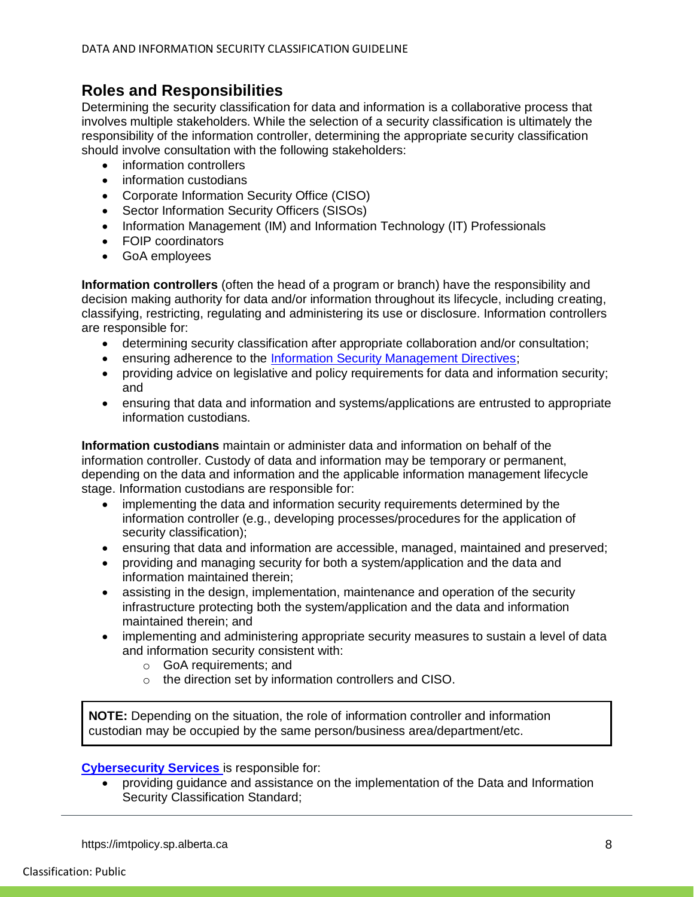## Roles and Responsibilities

Determining the security classification for data and information is a collaborative process that involves multiple stakeholders. While the selection of a security classification is ultimately the responsibility of the information controller, determining the appropriate security classification should involve consultation with the following stakeholders:

- information controllers
- information custodians
- Corporate Information Security Office (CISO)
- Sector Information Security Officers (SISOs)
- Information Management (IM) and Information Technology (IT) Professionals
- FOIP coordinators
- GoA employees

**Information controllers** (often the head of a program or branch) have the responsibility and decision making authority for data and/or information throughout its lifecycle, including creating, classifying, restricting, regulating and administering its use or disclosure. Information controllers are responsible for:

- determining security classification after appropriate collaboration and/or consultation;
- ensuring adherence to the Information Security Management Directives;
- providing advice on legislative and policy requirements for data and information security; and
- ensuring that data and information and systems/applications are entrusted to appropriate information custodians.

**Information custodians** maintain or administer data and information on behalf of the information controller. Custody of data and information may be temporary or permanent, depending on the data and information and the applicable information management lifecycle stage. Information custodians are responsible for:

- implementing the data and information security requirements determined by the information controller (e.g., developing processes/procedures for the application of security classification);
- ensuring that data and information are accessible, managed, maintained and preserved;
- providing and managing security for both a system/application and the data and information maintained therein;
- assisting in the design, implementation, maintenance and operation of the security infrastructure protecting both the system/application and the data and information maintained therein; and
- implementing and administering appropriate security measures to sustain a level of data and information security consistent with:
  - GoA requirements; and
  - the direction set by information controllers and CISO.

> **NOTE:** Depending on the situation, the role of information controller and information custodian may be occupied by the same person/business area/department/etc.

**Cybersecurity Services** is responsible for:

- providing guidance and assistance on the implementation of the Data and Information Security Classification Standard;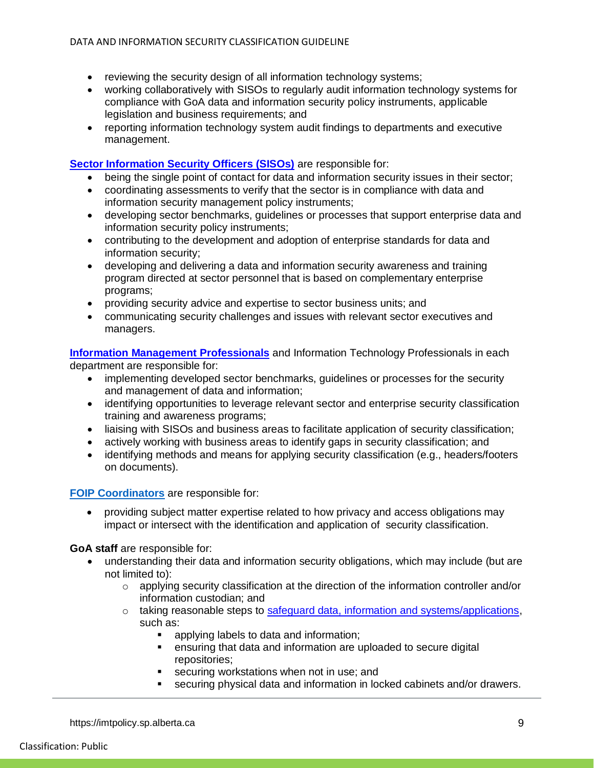- reviewing the security design of all information technology systems;
- working collaboratively with SISOs to regularly audit information technology systems for compliance with GoA data and information security policy instruments, applicable legislation and business requirements; and
- reporting information technology system audit findings to departments and executive management.

**Sector Information Security Officers (SISOs)** are responsible for:

- being the single point of contact for data and information security issues in their sector;
- coordinating assessments to verify that the sector is in compliance with data and information security management policy instruments;
- developing sector benchmarks, guidelines or processes that support enterprise data and information security policy instruments;
- contributing to the development and adoption of enterprise standards for data and information security;
- developing and delivering a data and information security awareness and training program directed at sector personnel that is based on complementary enterprise programs;
- providing security advice and expertise to sector business units; and
- communicating security challenges and issues with relevant sector executives and managers.

**Information Management Professionals** and Information Technology Professionals in each department are responsible for:

- implementing developed sector benchmarks, guidelines or processes for the security and management of data and information;
- identifying opportunities to leverage relevant sector and enterprise security classification training and awareness programs;
- liaising with SISOs and business areas to facilitate application of security classification;
- actively working with business areas to identify gaps in security classification; and
- identifying methods and means for applying security classification (e.g., headers/footers on documents).

**FOIP Coordinators** are responsible for:

- providing subject matter expertise related to how privacy and access obligations may impact or intersect with the identification and application of security classification.

**GoA staff** are responsible for:

- understanding their data and information security obligations, which may include (but are not limited to):
    - applying security classification at the direction of the information controller and/or information custodian; and
    - taking reasonable steps to safeguard data, information and systems/applications, such as:
        - applying labels to data and information;
        - ensuring that data and information are uploaded to secure digital repositories;
        - securing workstations when not in use; and
        - securing physical data and information in locked cabinets and/or drawers.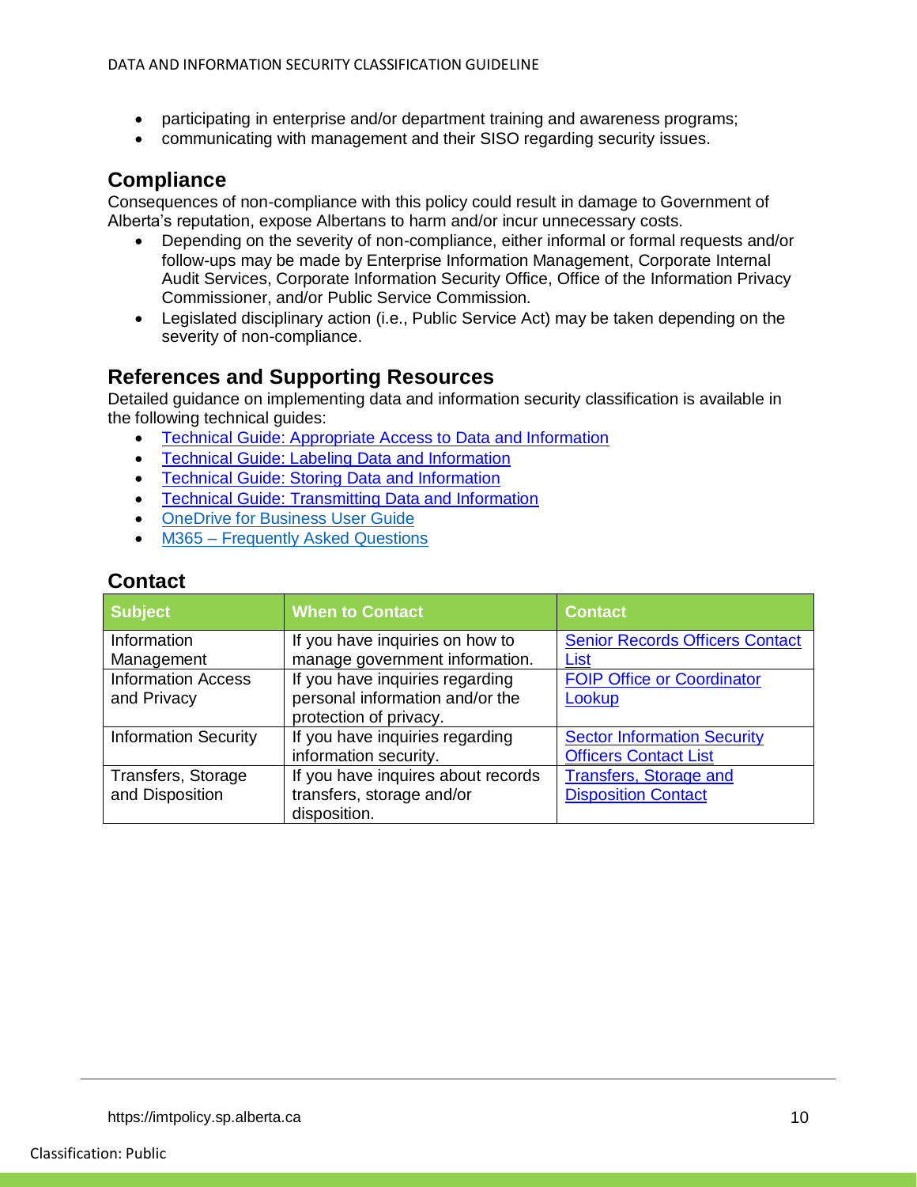- participating in enterprise and/or department training and awareness programs;
- communicating with management and their SISO regarding security issues.

## Compliance

Consequences of non-compliance with this policy could result in damage to Government of Alberta's reputation, expose Albertans to harm and/or incur unnecessary costs.

- Depending on the severity of non-compliance, either informal or formal requests and/or follow-ups may be made by Enterprise Information Management, Corporate Internal Audit Services, Corporate Information Security Office, Office of the Information Privacy Commissioner, and/or Public Service Commission.
- Legislated disciplinary action (i.e., Public Service Act) may be taken depending on the severity of non-compliance.

## References and Supporting Resources

Detailed guidance on implementing data and information security classification is available in the following technical guides:

- Technical Guide: Appropriate Access to Data and Information
- Technical Guide: Labeling Data and Information
- Technical Guide: Storing Data and Information
- Technical Guide: Transmitting Data and Information
- OneDrive for Business User Guide
- M365 – Frequently Asked Questions

## Contact

| Subject | When to Contact | Contact |
| --- | --- | --- |
| Information Management | If you have inquiries on how to manage government information. | Senior Records Officers Contact List |
| Information Access and Privacy | If you have inquiries regarding personal information and/or the protection of privacy. | FOIP Office or Coordinator Lookup |
| Information Security | If you have inquiries regarding information security. | Sector Information Security Officers Contact List |
| Transfers, Storage and Disposition | If you have inquires about records transfers, storage and/or disposition. | Transfers, Storage and Disposition Contact |